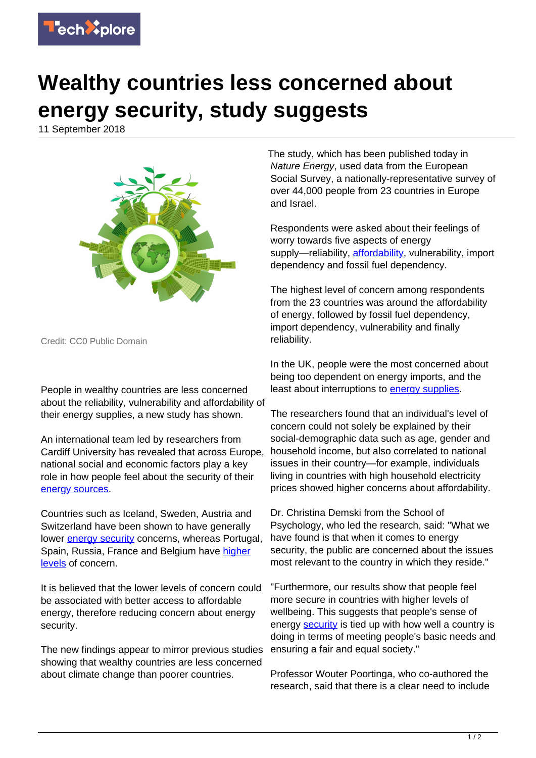# Wealthy countries less concerned about energy security, study suggests

11 September 2018

Credit: CC0 Public Domain

People in wealthy countries are less concerned about the reliability, vulnerability and affordability of their energy supplies, a new study has shown.

An international team led by researchers from Cardiff University has revealed that across Europe, national social and economic factors play a key role in how people feel about the security of their energy sources.

Countries such as Iceland, Sweden, Austria and Switzerland have been shown to have generally lower energy security concerns, whereas Portugal, Spain, Russia, France and Belgium have higher levels of concern.

It is believed that the lower levels of concern could be associated with better access to affordable energy, therefore reducing concern about energy security.

The new findings appear to mirror previous studies showing that wealthy countries are less concerned about climate change than poorer countries.

The study, which has been published today in *Nature Energy*, used data from the European Social Survey, a nationally-representative survey of over 44,000 people from 23 countries in Europe and Israel.

Respondents were asked about their feelings of worry towards five aspects of energy supply—reliability, affordability, vulnerability, import dependency and fossil fuel dependency.

The highest level of concern among respondents from the 23 countries was around the affordability of energy, followed by fossil fuel dependency, import dependency, vulnerability and finally reliability.

In the UK, people were the most concerned about being too dependent on energy imports, and the least about interruptions to energy supplies.

The researchers found that an individual's level of concern could not solely be explained by their social-demographic data such as age, gender and household income, but also correlated to national issues in their country—for example, individuals living in countries with high household electricity prices showed higher concerns about affordability.

Dr. Christina Demski from the School of Psychology, who led the research, said: "What we have found is that when it comes to energy security, the public are concerned about the issues most relevant to the country in which they reside."

"Furthermore, our results show that people feel more secure in countries with higher levels of wellbeing. This suggests that people's sense of energy security is tied up with how well a country is doing in terms of meeting people's basic needs and ensuring a fair and equal society."

Professor Wouter Poortinga, who co-authored the research, said that there is a clear need to include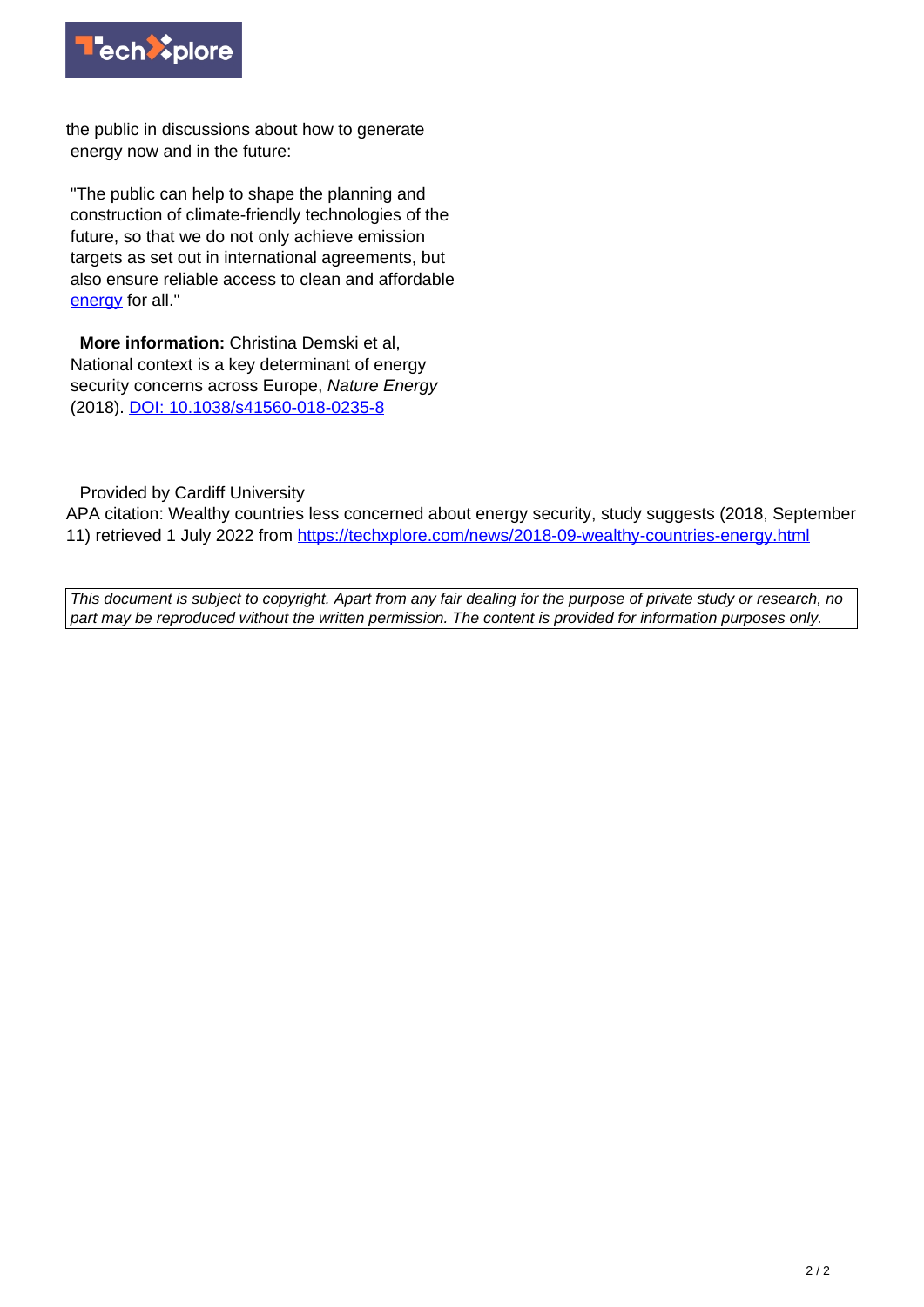the public in discussions about how to generate energy now and in the future:

"The public can help to shape the planning and construction of climate-friendly technologies of the future, so that we do not only achieve emission targets as set out in international agreements, but also ensure reliable access to clean and affordable energy for all."

**More information:** Christina Demski et al, National context is a key determinant of energy security concerns across Europe, *Nature Energy* (2018). DOI: 10.1038/s41560-018-0235-8

Provided by Cardiff University

APA citation: Wealthy countries less concerned about energy security, study suggests (2018, September 11) retrieved 1 July 2022 from https://techxplore.com/news/2018-09-wealthy-countries-energy.html

*This document is subject to copyright. Apart from any fair dealing for the purpose of private study or research, no part may be reproduced without the written permission. The content is provided for information purposes only.*